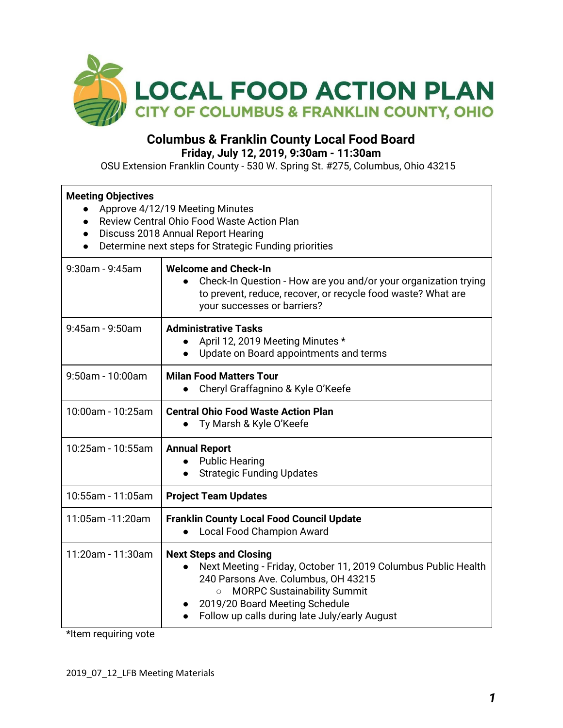# LOCAL FOOD ACTION PLAN

## CITY OF COLUMBUS & FRANKLIN COUNTY, OHIO

### Columbus & Franklin County Local Food Board

**Friday, July 12, 2019, 9:30am - 11:30am**

OSU Extension Franklin County - 530 W. Spring St. #275, Columbus, Ohio 43215

**Meeting Objectives**

- Approve 4/12/19 Meeting Minutes
- Review Central Ohio Food Waste Action Plan
- Discuss 2018 Annual Report Hearing
- Determine next steps for Strategic Funding priorities

| Time | Agenda Item |
|---|---|
| 9:30am - 9:45am | **Welcome and Check-In**<br>• Check-In Question - How are you and/or your organization trying to prevent, reduce, recover, or recycle food waste? What are your successes or barriers? |
| 9:45am - 9:50am | **Administrative Tasks**<br>• April 12, 2019 Meeting Minutes *<br>• Update on Board appointments and terms |
| 9:50am - 10:00am | **Milan Food Matters Tour**<br>• Cheryl Graffagnino & Kyle O'Keefe |
| 10:00am - 10:25am | **Central Ohio Food Waste Action Plan**<br>• Ty Marsh & Kyle O'Keefe |
| 10:25am - 10:55am | **Annual Report**<br>• Public Hearing<br>• Strategic Funding Updates |
| 10:55am - 11:05am | **Project Team Updates** |
| 11:05am -11:20am | **Franklin County Local Food Council Update**<br>• Local Food Champion Award |
| 11:20am - 11:30am | **Next Steps and Closing**<br>• Next Meeting - Friday, October 11, 2019 Columbus Public Health 240 Parsons Ave. Columbus, OH 43215<br>  ○ MORPC Sustainability Summit<br>• 2019/20 Board Meeting Schedule<br>• Follow up calls during late July/early August |

*Item requiring vote

2019_07_12_LFB Meeting Materials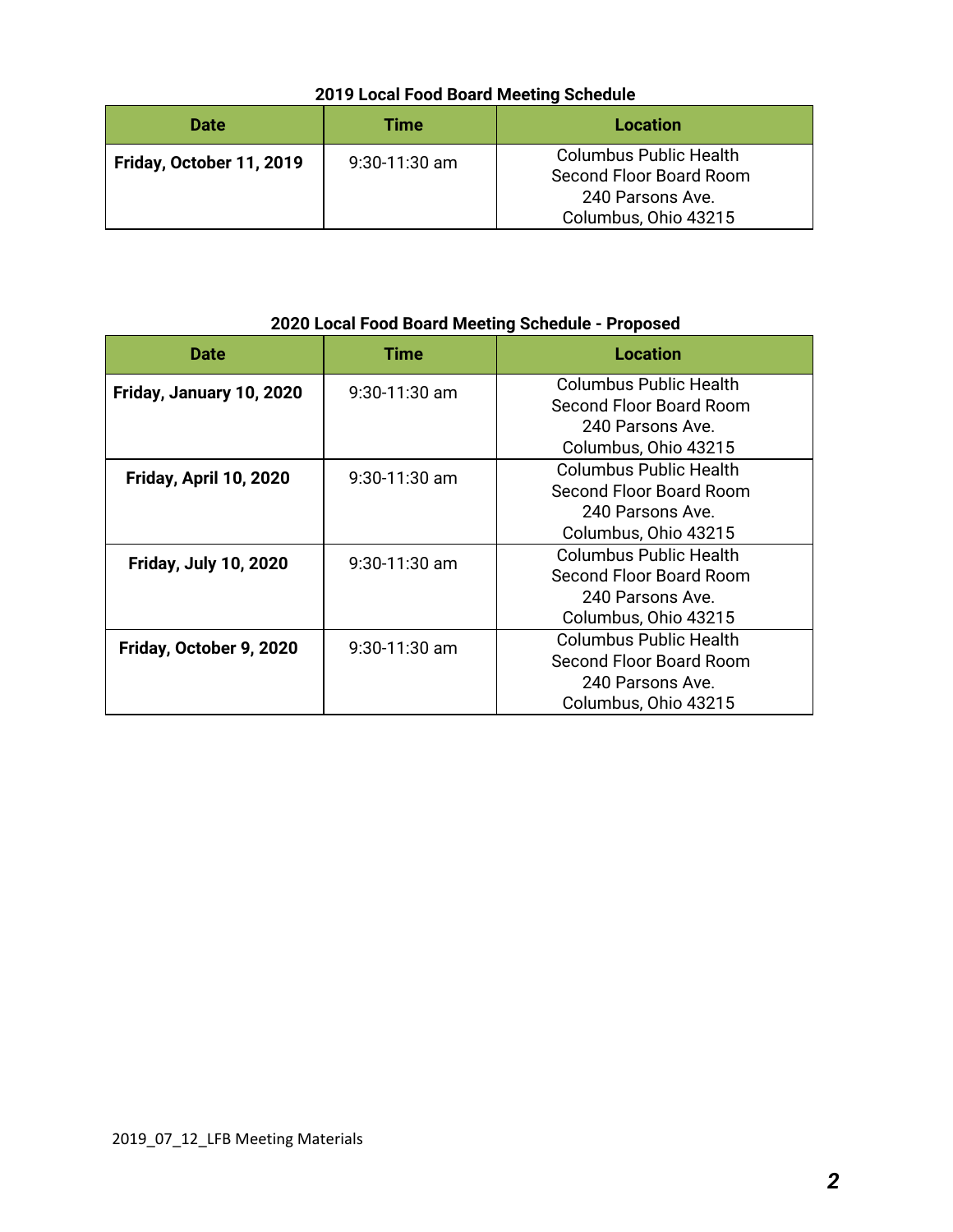**2019 Local Food Board Meeting Schedule**

| Date | Time | Location |
| --- | --- | --- |
| **Friday, October 11, 2019** | 9:30-11:30 am | Columbus Public Health<br>Second Floor Board Room<br>240 Parsons Ave.<br>Columbus, Ohio 43215 |

**2020 Local Food Board Meeting Schedule - Proposed**

| Date | Time | Location |
| --- | --- | --- |
| **Friday, January 10, 2020** | 9:30-11:30 am | Columbus Public Health<br>Second Floor Board Room<br>240 Parsons Ave.<br>Columbus, Ohio 43215 |
| **Friday, April 10, 2020** | 9:30-11:30 am | Columbus Public Health<br>Second Floor Board Room<br>240 Parsons Ave.<br>Columbus, Ohio 43215 |
| **Friday, July 10, 2020** | 9:30-11:30 am | Columbus Public Health<br>Second Floor Board Room<br>240 Parsons Ave.<br>Columbus, Ohio 43215 |
| **Friday, October 9, 2020** | 9:30-11:30 am | Columbus Public Health<br>Second Floor Board Room<br>240 Parsons Ave.<br>Columbus, Ohio 43215 |